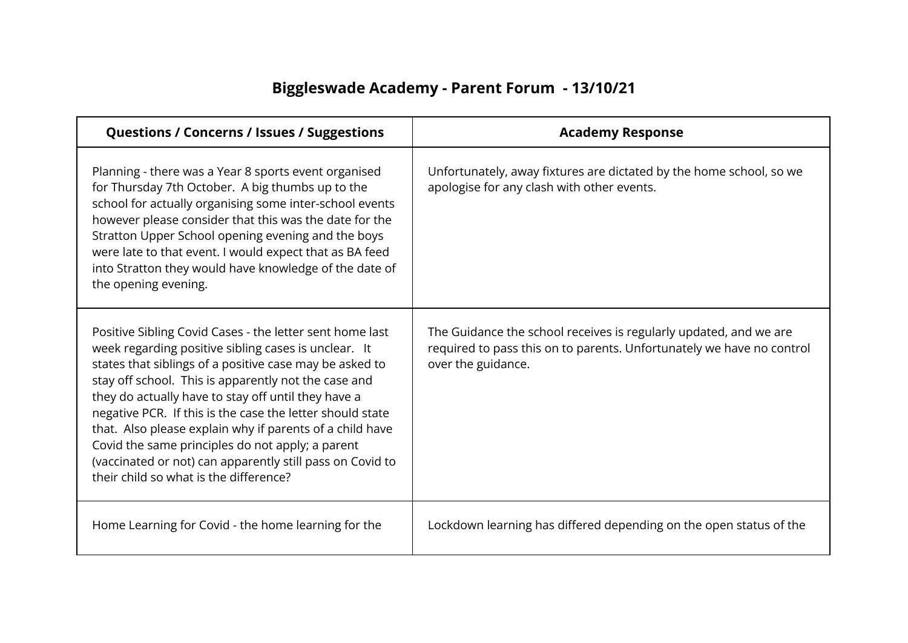# Biggleswade Academy - Parent Forum - 13/10/21

| Questions / Concerns / Issues / Suggestions | Academy Response |
| --- | --- |
| Planning - there was a Year 8 sports event organised for Thursday 7th October. A big thumbs up to the school for actually organising some inter-school events however please consider that this was the date for the Stratton Upper School opening evening and the boys were late to that event. I would expect that as BA feed into Stratton they would have knowledge of the date of the opening evening. | Unfortunately, away fixtures are dictated by the home school, so we apologise for any clash with other events. |
| Positive Sibling Covid Cases - the letter sent home last week regarding positive sibling cases is unclear. It states that siblings of a positive case may be asked to stay off school. This is apparently not the case and they do actually have to stay off until they have a negative PCR. If this is the case the letter should state that. Also please explain why if parents of a child have Covid the same principles do not apply; a parent (vaccinated or not) can apparently still pass on Covid to their child so what is the difference? | The Guidance the school receives is regularly updated, and we are required to pass this on to parents. Unfortunately we have no control over the guidance. |
| Home Learning for Covid - the home learning for the | Lockdown learning has differed depending on the open status of the |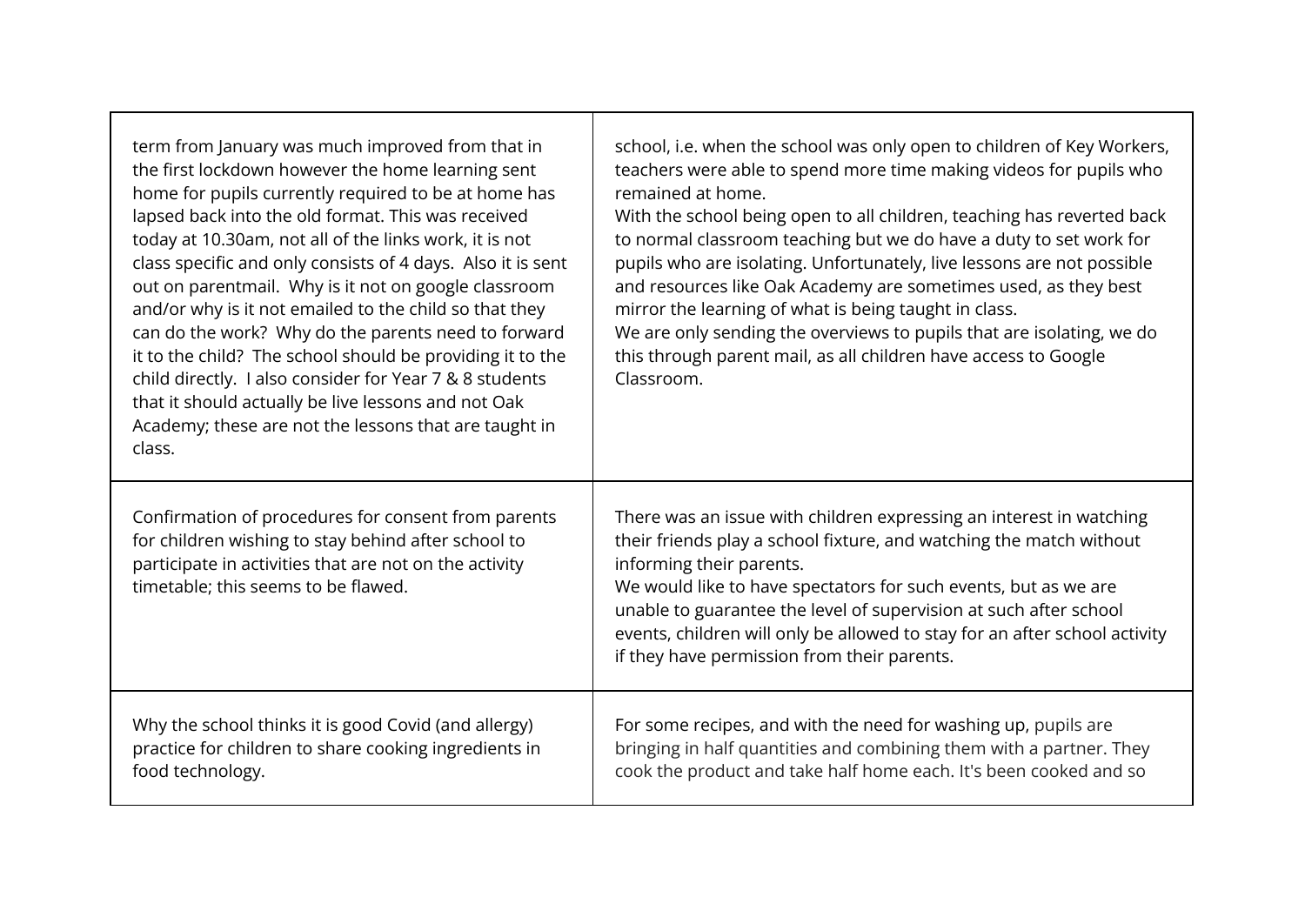| | |
|---|---|
| term from January was much improved from that in the first lockdown however the home learning sent home for pupils currently required to be at home has lapsed back into the old format. This was received today at 10.30am, not all of the links work, it is not class specific and only consists of 4 days. Also it is sent out on parentmail. Why is it not on google classroom and/or why is it not emailed to the child so that they can do the work? Why do the parents need to forward it to the child? The school should be providing it to the child directly. I also consider for Year 7 & 8 students that it should actually be live lessons and not Oak Academy; these are not the lessons that are taught in class. | school, i.e. when the school was only open to children of Key Workers, teachers were able to spend more time making videos for pupils who remained at home.<br>With the school being open to all children, teaching has reverted back to normal classroom teaching but we do have a duty to set work for pupils who are isolating. Unfortunately, live lessons are not possible and resources like Oak Academy are sometimes used, as they best mirror the learning of what is being taught in class.<br>We are only sending the overviews to pupils that are isolating, we do this through parent mail, as all children have access to Google Classroom. |
| Confirmation of procedures for consent from parents for children wishing to stay behind after school to participate in activities that are not on the activity timetable; this seems to be flawed. | There was an issue with children expressing an interest in watching their friends play a school fixture, and watching the match without informing their parents.<br>We would like to have spectators for such events, but as we are unable to guarantee the level of supervision at such after school events, children will only be allowed to stay for an after school activity if they have permission from their parents. |
| Why the school thinks it is good Covid (and allergy) practice for children to share cooking ingredients in food technology. | For some recipes, and with the need for washing up, pupils are bringing in half quantities and combining them with a partner. They cook the product and take half home each. It's been cooked and so |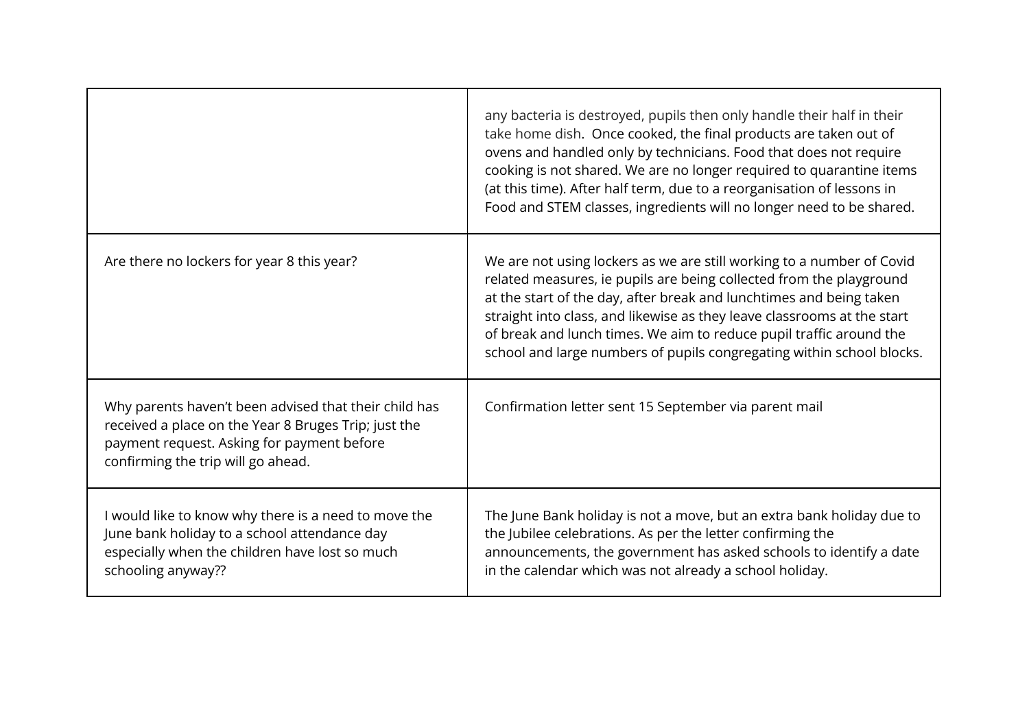| | |
|---|---|
| | any bacteria is destroyed, pupils then only handle their half in their take home dish. Once cooked, the final products are taken out of ovens and handled only by technicians. Food that does not require cooking is not shared. We are no longer required to quarantine items (at this time). After half term, due to a reorganisation of lessons in Food and STEM classes, ingredients will no longer need to be shared. |
| Are there no lockers for year 8 this year? | We are not using lockers as we are still working to a number of Covid related measures, ie pupils are being collected from the playground at the start of the day, after break and lunchtimes and being taken straight into class, and likewise as they leave classrooms at the start of break and lunch times. We aim to reduce pupil traffic around the school and large numbers of pupils congregating within school blocks. |
| Why parents haven't been advised that their child has received a place on the Year 8 Bruges Trip; just the payment request. Asking for payment before confirming the trip will go ahead. | Confirmation letter sent 15 September via parent mail |
| I would like to know why there is a need to move the June bank holiday to a school attendance day especially when the children have lost so much schooling anyway?? | The June Bank holiday is not a move, but an extra bank holiday due to the Jubilee celebrations. As per the letter confirming the announcements, the government has asked schools to identify a date in the calendar which was not already a school holiday. |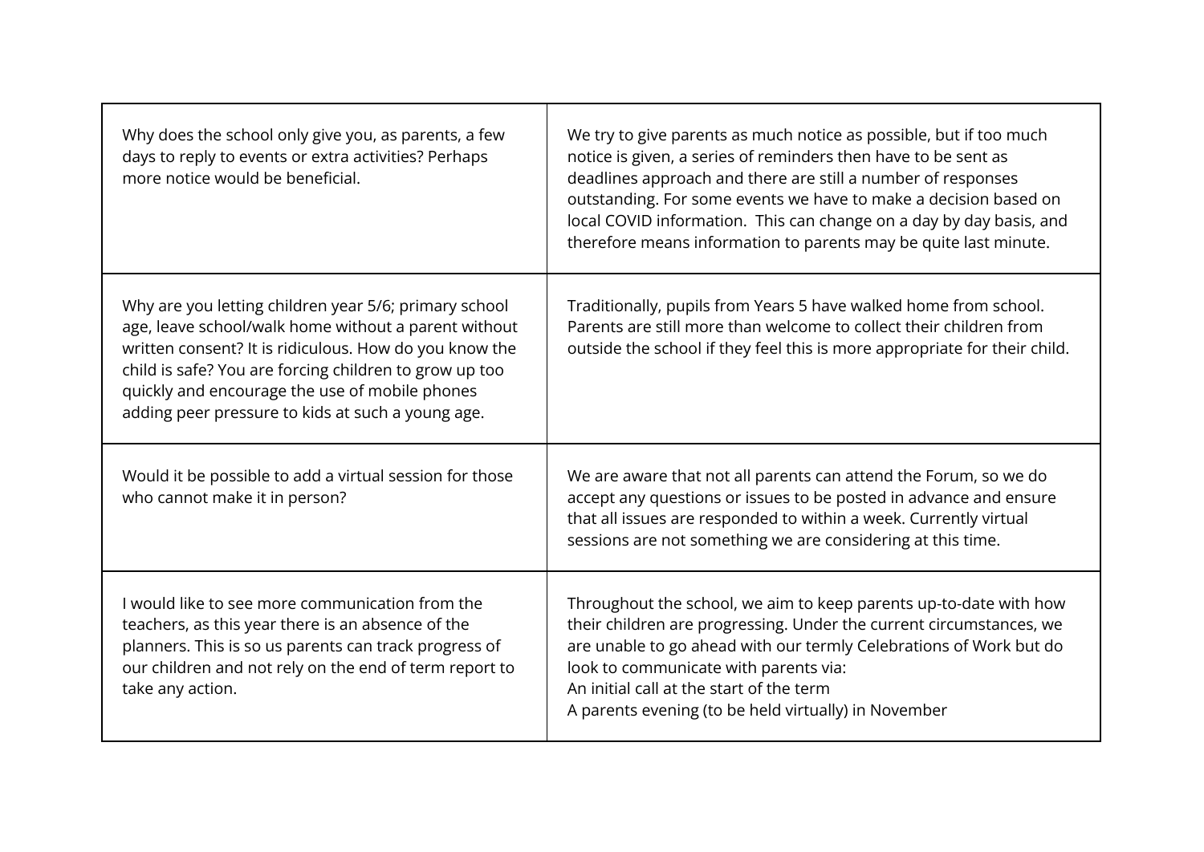| | |
|---|---|
| Why does the school only give you, as parents, a few days to reply to events or extra activities? Perhaps more notice would be beneficial. | We try to give parents as much notice as possible, but if too much notice is given, a series of reminders then have to be sent as deadlines approach and there are still a number of responses outstanding. For some events we have to make a decision based on local COVID information. This can change on a day by day basis, and therefore means information to parents may be quite last minute. |
| Why are you letting children year 5/6; primary school age, leave school/walk home without a parent without written consent? It is ridiculous. How do you know the child is safe? You are forcing children to grow up too quickly and encourage the use of mobile phones adding peer pressure to kids at such a young age. | Traditionally, pupils from Years 5 have walked home from school. Parents are still more than welcome to collect their children from outside the school if they feel this is more appropriate for their child. |
| Would it be possible to add a virtual session for those who cannot make it in person? | We are aware that not all parents can attend the Forum, so we do accept any questions or issues to be posted in advance and ensure that all issues are responded to within a week. Currently virtual sessions are not something we are considering at this time. |
| I would like to see more communication from the teachers, as this year there is an absence of the planners. This is so us parents can track progress of our children and not rely on the end of term report to take any action. | Throughout the school, we aim to keep parents up-to-date with how their children are progressing. Under the current circumstances, we are unable to go ahead with our termly Celebrations of Work but do look to communicate with parents via:<br>An initial call at the start of the term<br>A parents evening (to be held virtually) in November |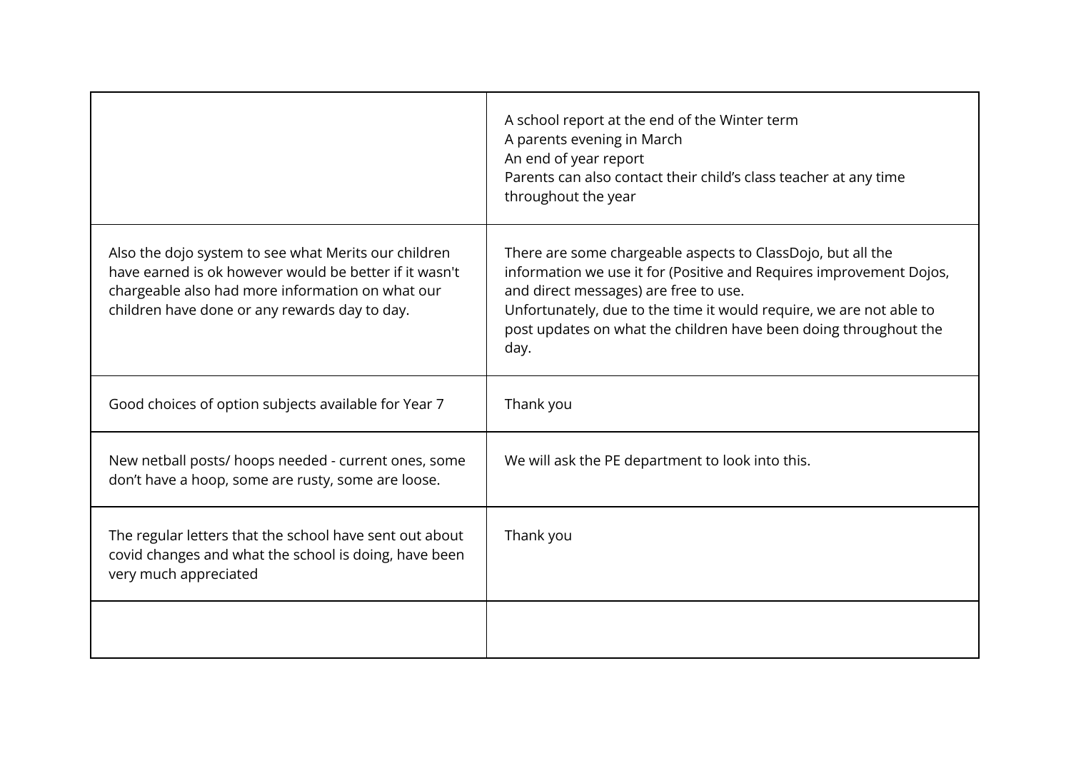| | |
|---|---|
| | A school report at the end of the Winter term<br>A parents evening in March<br>An end of year report<br>Parents can also contact their child's class teacher at any time throughout the year |
| Also the dojo system to see what Merits our children have earned is ok however would be better if it wasn't chargeable also had more information on what our children have done or any rewards day to day. | There are some chargeable aspects to ClassDojo, but all the information we use it for (Positive and Requires improvement Dojos, and direct messages) are free to use.<br>Unfortunately, due to the time it would require, we are not able to post updates on what the children have been doing throughout the day. |
| Good choices of option subjects available for Year 7 | Thank you |
| New netball posts/ hoops needed - current ones, some don't have a hoop, some are rusty, some are loose. | We will ask the PE department to look into this. |
| The regular letters that the school have sent out about covid changes and what the school is doing, have been very much appreciated | Thank you |
| | |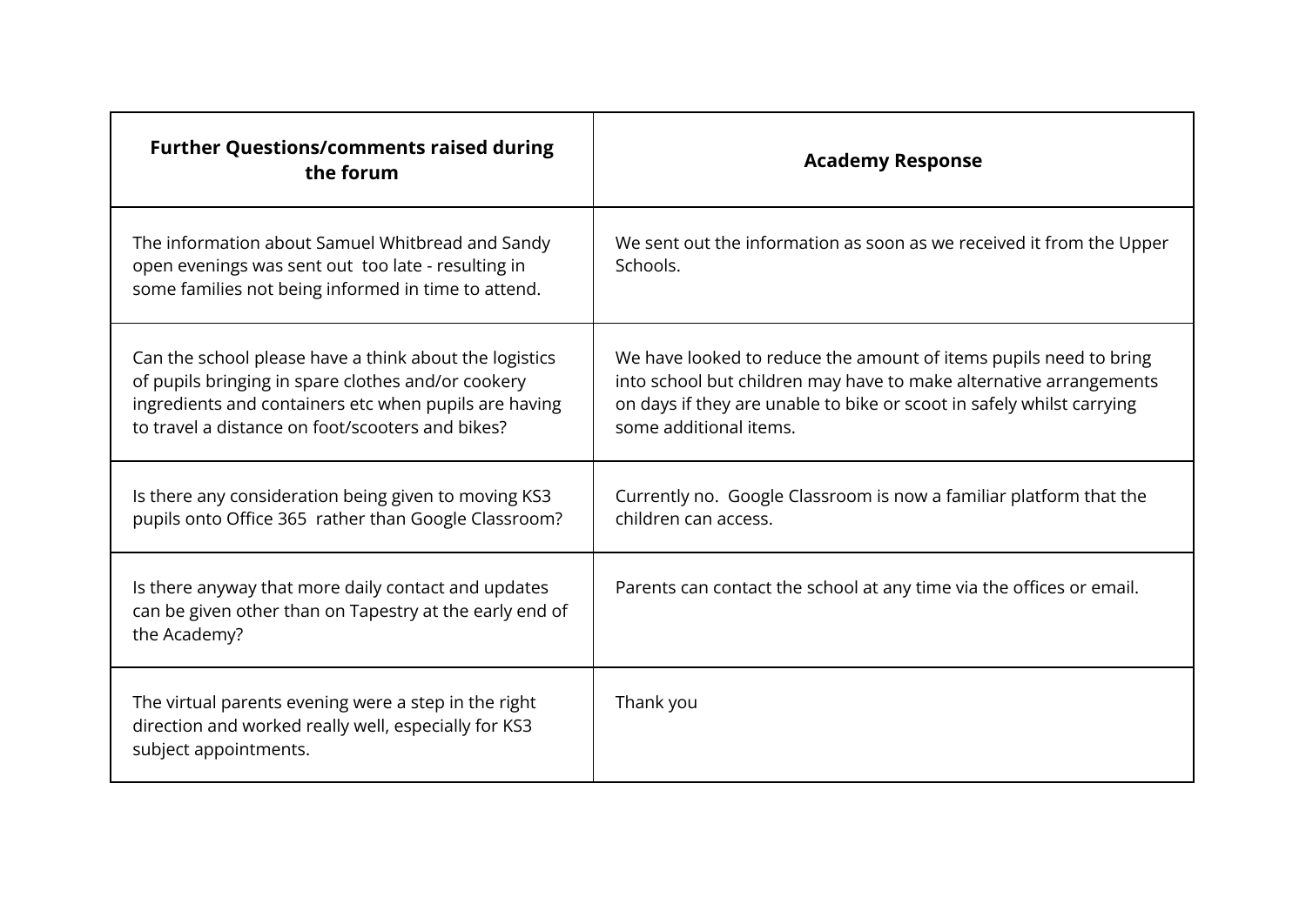| Further Questions/comments raised during the forum | Academy Response |
| --- | --- |
| The information about Samuel Whitbread and Sandy open evenings was sent out too late - resulting in some families not being informed in time to attend. | We sent out the information as soon as we received it from the Upper Schools. |
| Can the school please have a think about the logistics of pupils bringing in spare clothes and/or cookery ingredients and containers etc when pupils are having to travel a distance on foot/scooters and bikes? | We have looked to reduce the amount of items pupils need to bring into school but children may have to make alternative arrangements on days if they are unable to bike or scoot in safely whilst carrying some additional items. |
| Is there any consideration being given to moving KS3 pupils onto Office 365 rather than Google Classroom? | Currently no. Google Classroom is now a familiar platform that the children can access. |
| Is there anyway that more daily contact and updates can be given other than on Tapestry at the early end of the Academy? | Parents can contact the school at any time via the offices or email. |
| The virtual parents evening were a step in the right direction and worked really well, especially for KS3 subject appointments. | Thank you |